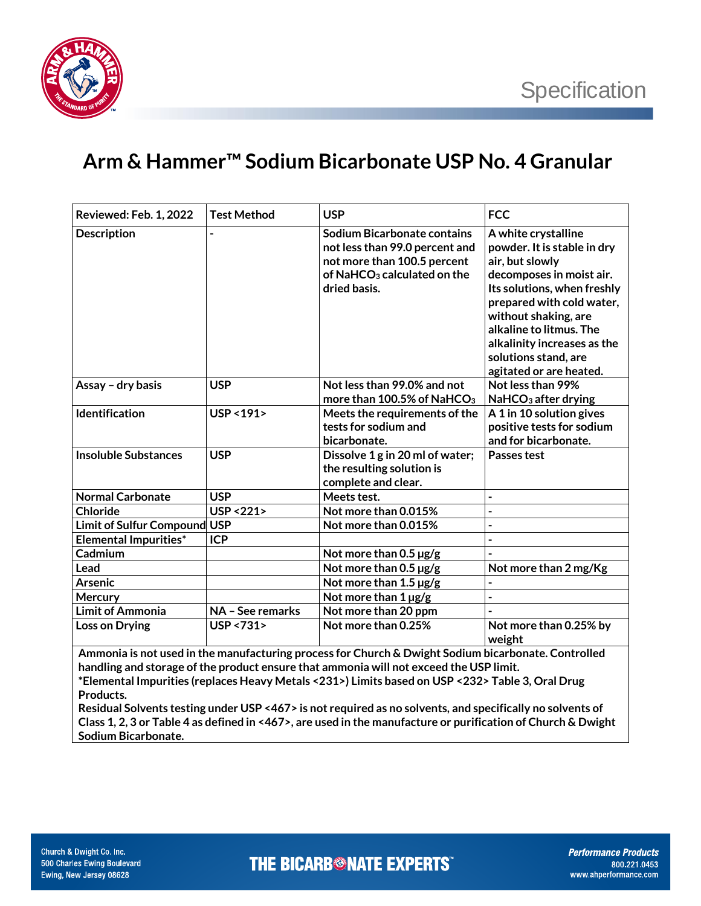Specification

# Arm & Hammer™ Sodium Bicarbonate USP No. 4 Granular

| Reviewed: Feb. 1, 2022 | Test Method | USP | FCC |
|---|---|---|---|
| Description | - | Sodium Bicarbonate contains not less than 99.0 percent and not more than 100.5 percent of $NaHCO_3$ calculated on the dried basis. | A white crystalline powder. It is stable in dry air, but slowly decomposes in moist air. Its solutions, when freshly prepared with cold water, without shaking, are alkaline to litmus. The alkalinity increases as the solutions stand, are agitated or are heated. |
| Assay – dry basis | USP | Not less than 99.0% and not more than 100.5% of $NaHCO_3$ | Not less than 99% $NaHCO_3$ after drying |
| Identification | USP <191> | Meets the requirements of the tests for sodium and bicarbonate. | A 1 in 10 solution gives positive tests for sodium and for bicarbonate. |
| Insoluble Substances | USP | Dissolve 1 g in 20 ml of water; the resulting solution is complete and clear. | Passes test |
| Normal Carbonate | USP | Meets test. | - |
| Chloride | USP <221> | Not more than 0.015% | - |
| Limit of Sulfur Compound | USP | Not more than 0.015% | - |
| Elemental Impurities* | ICP | | - |
| Cadmium | | Not more than 0.5 µg/g | - |
| Lead | | Not more than 0.5 µg/g | Not more than 2 mg/Kg |
| Arsenic | | Not more than 1.5 µg/g | - |
| Mercury | | Not more than 1 µg/g | - |
| Limit of Ammonia | NA – See remarks | Not more than 20 ppm | - |
| Loss on Drying | USP <731> | Not more than 0.25% | Not more than 0.25% by weight |

**Ammonia is not used in the manufacturing process for Church & Dwight Sodium bicarbonate. Controlled handling and storage of the product ensure that ammonia will not exceed the USP limit.**

**\*Elemental Impurities (replaces Heavy Metals <231>) Limits based on USP <232> Table 3, Oral Drug Products.**

**Residual Solvents testing under USP <467> is not required as no solvents, and specifically no solvents of Class 1, 2, 3 or Table 4 as defined in <467>, are used in the manufacture or purification of Church & Dwight Sodium Bicarbonate.**

Church & Dwight Co. Inc.
500 Charles Ewing Boulevard
Ewing, New Jersey 08628

THE BICARBONATE EXPERTS™

*Performance Products*
800.221.0453
www.ahperformance.com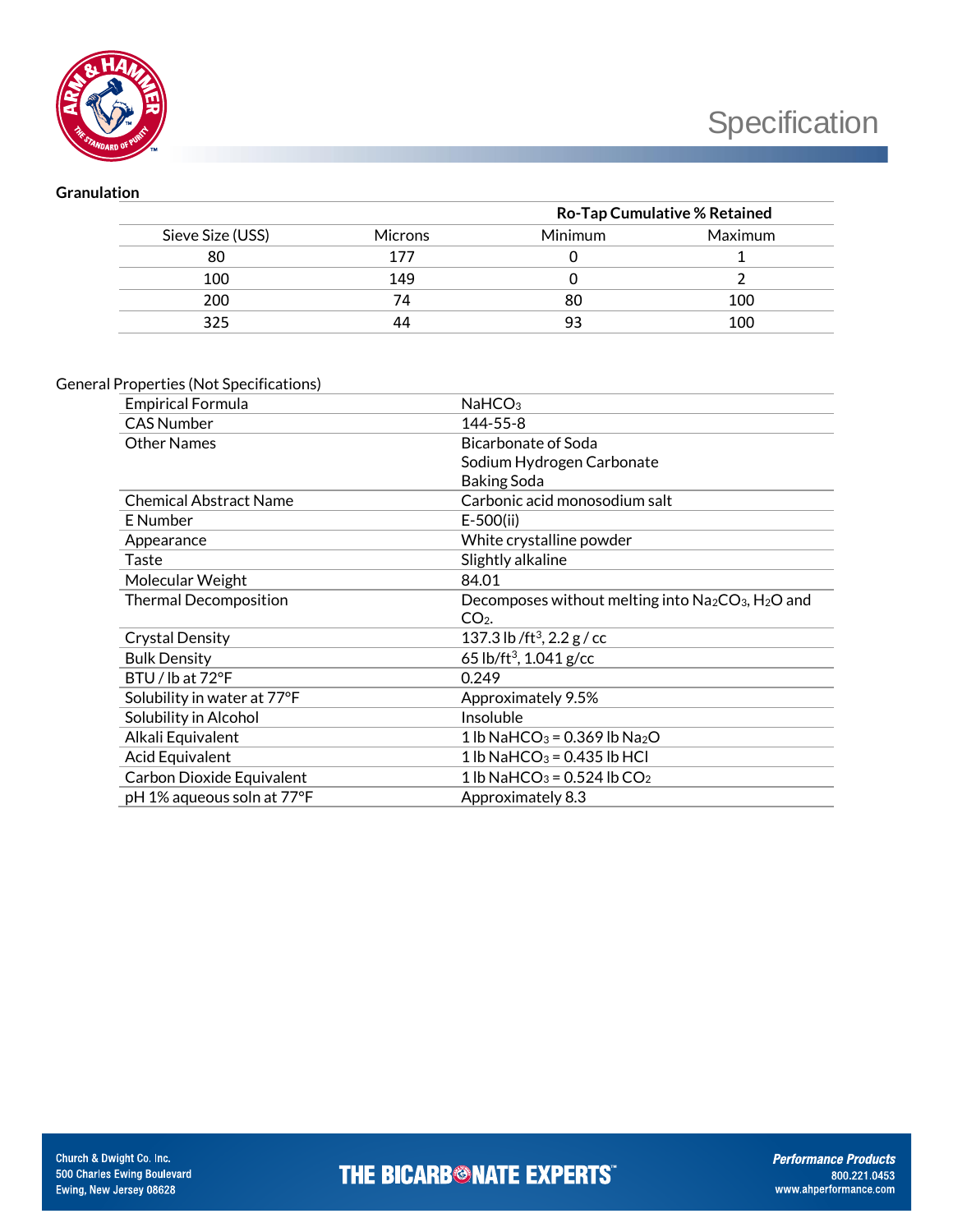## Granulation

| | | Ro-Tap Cumulative % Retained | |
|---|---|---|---|
| Sieve Size (USS) | Microns | Minimum | Maximum |
| 80 | 177 | 0 | 1 |
| 100 | 149 | 0 | 2 |
| 200 | 74 | 80 | 100 |
| 325 | 44 | 93 | 100 |

General Properties (Not Specifications)

| | |
|---|---|
| Empirical Formula | $NaHCO_3$ |
| CAS Number | 144-55-8 |
| Other Names | Bicarbonate of Soda<br>Sodium Hydrogen Carbonate<br>Baking Soda |
| Chemical Abstract Name | Carbonic acid monosodium salt |
| E Number | E-500(ii) |
| Appearance | White crystalline powder |
| Taste | Slightly alkaline |
| Molecular Weight | 84.01 |
| Thermal Decomposition | Decomposes without melting into $Na_2CO_3$, $H_2O$ and $CO_2$. |
| Crystal Density | 137.3 lb /ft$^3$, 2.2 g / cc |
| Bulk Density | 65 lb/ft$^3$, 1.041 g/cc |
| BTU / lb at 72°F | 0.249 |
| Solubility in water at 77°F | Approximately 9.5% |
| Solubility in Alcohol | Insoluble |
| Alkali Equivalent | 1 lb $NaHCO_3$ = 0.369 lb $Na_2O$ |
| Acid Equivalent | 1 lb $NaHCO_3$ = 0.435 lb HCl |
| Carbon Dioxide Equivalent | 1 lb $NaHCO_3$ = 0.524 lb $CO_2$ |
| pH 1% aqueous soln at 77°F | Approximately 8.3 |